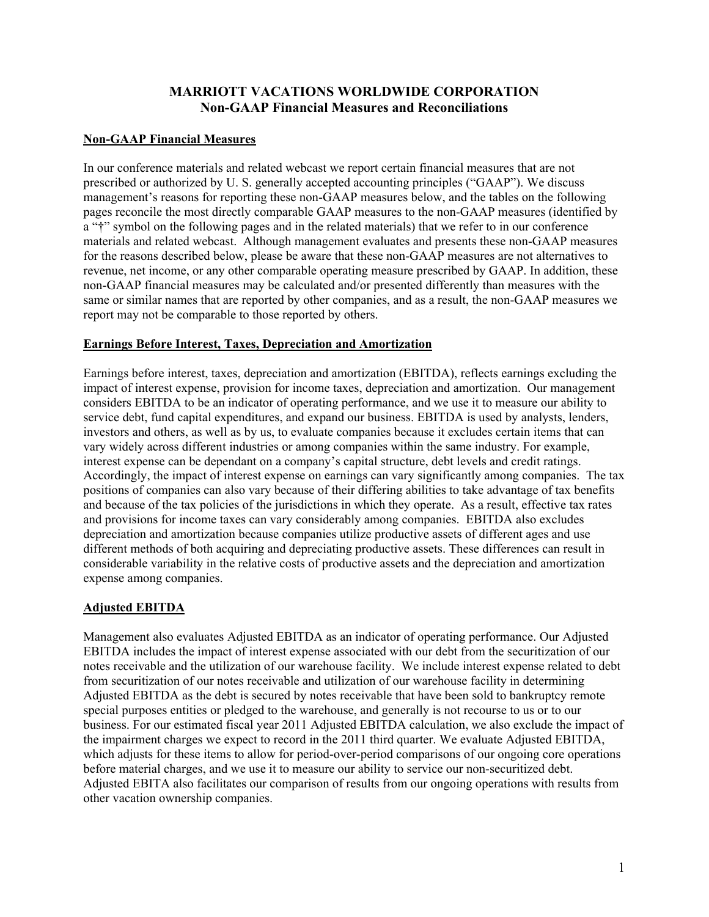# MARRIOTT VACATIONS WORLDWIDE CORPORATION
## Non-GAAP Financial Measures and Reconciliations

**Non-GAAP Financial Measures**

In our conference materials and related webcast we report certain financial measures that are not prescribed or authorized by U. S. generally accepted accounting principles ("GAAP"). We discuss management's reasons for reporting these non-GAAP measures below, and the tables on the following pages reconcile the most directly comparable GAAP measures to the non-GAAP measures (identified by a "†" symbol on the following pages and in the related materials) that we refer to in our conference materials and related webcast. Although management evaluates and presents these non-GAAP measures for the reasons described below, please be aware that these non-GAAP measures are not alternatives to revenue, net income, or any other comparable operating measure prescribed by GAAP. In addition, these non-GAAP financial measures may be calculated and/or presented differently than measures with the same or similar names that are reported by other companies, and as a result, the non-GAAP measures we report may not be comparable to those reported by others.

**Earnings Before Interest, Taxes, Depreciation and Amortization**

Earnings before interest, taxes, depreciation and amortization (EBITDA), reflects earnings excluding the impact of interest expense, provision for income taxes, depreciation and amortization. Our management considers EBITDA to be an indicator of operating performance, and we use it to measure our ability to service debt, fund capital expenditures, and expand our business. EBITDA is used by analysts, lenders, investors and others, as well as by us, to evaluate companies because it excludes certain items that can vary widely across different industries or among companies within the same industry. For example, interest expense can be dependant on a company's capital structure, debt levels and credit ratings. Accordingly, the impact of interest expense on earnings can vary significantly among companies. The tax positions of companies can also vary because of their differing abilities to take advantage of tax benefits and because of the tax policies of the jurisdictions in which they operate. As a result, effective tax rates and provisions for income taxes can vary considerably among companies. EBITDA also excludes depreciation and amortization because companies utilize productive assets of different ages and use different methods of both acquiring and depreciating productive assets. These differences can result in considerable variability in the relative costs of productive assets and the depreciation and amortization expense among companies.

**Adjusted EBITDA**

Management also evaluates Adjusted EBITDA as an indicator of operating performance. Our Adjusted EBITDA includes the impact of interest expense associated with our debt from the securitization of our notes receivable and the utilization of our warehouse facility. We include interest expense related to debt from securitization of our notes receivable and utilization of our warehouse facility in determining Adjusted EBITDA as the debt is secured by notes receivable that have been sold to bankruptcy remote special purposes entities or pledged to the warehouse, and generally is not recourse to us or to our business. For our estimated fiscal year 2011 Adjusted EBITDA calculation, we also exclude the impact of the impairment charges we expect to record in the 2011 third quarter. We evaluate Adjusted EBITDA, which adjusts for these items to allow for period-over-period comparisons of our ongoing core operations before material charges, and we use it to measure our ability to service our non-securitized debt. Adjusted EBITA also facilitates our comparison of results from our ongoing operations with results from other vacation ownership companies.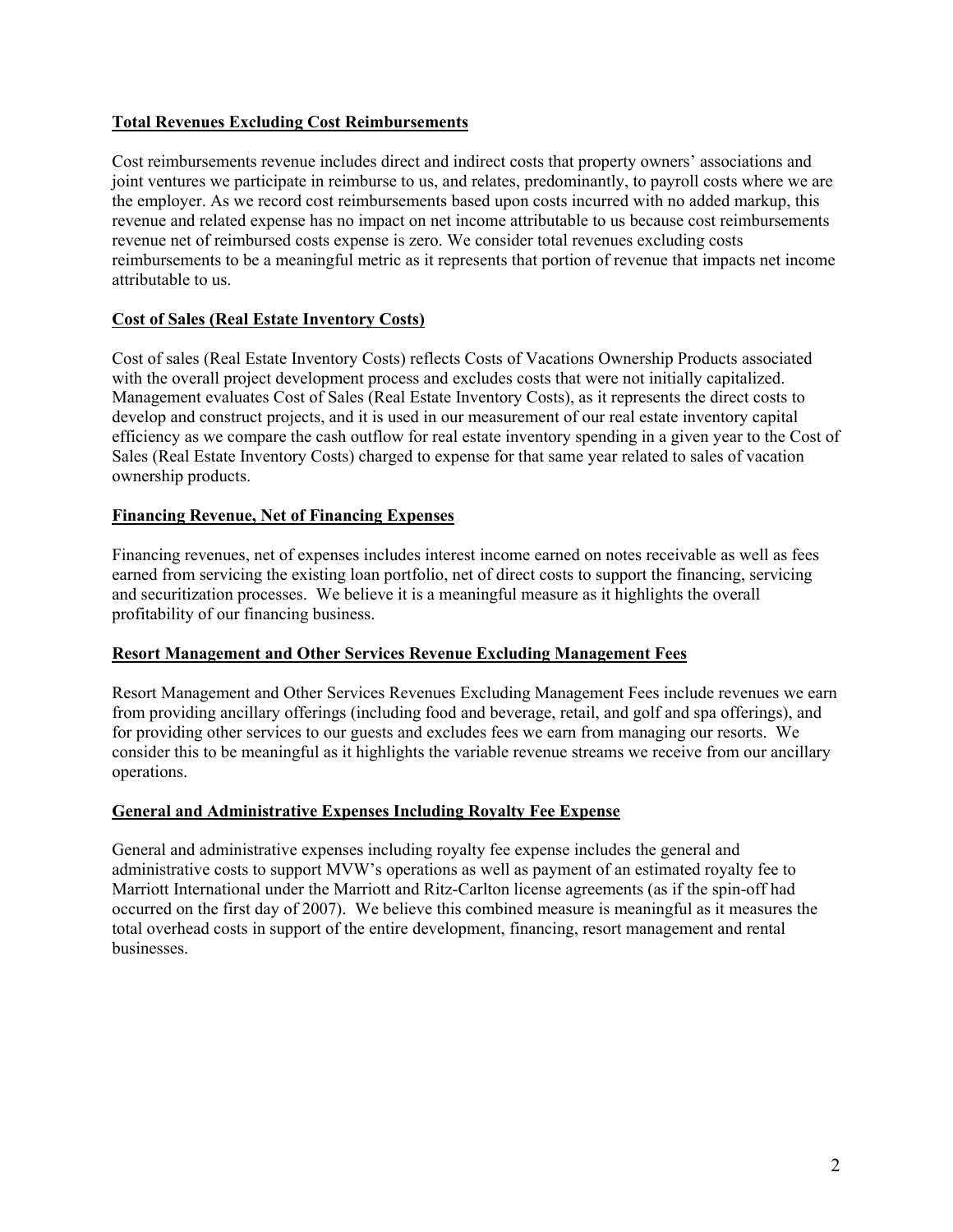**Total Revenues Excluding Cost Reimbursements**

Cost reimbursements revenue includes direct and indirect costs that property owners' associations and joint ventures we participate in reimburse to us, and relates, predominantly, to payroll costs where we are the employer. As we record cost reimbursements based upon costs incurred with no added markup, this revenue and related expense has no impact on net income attributable to us because cost reimbursements revenue net of reimbursed costs expense is zero. We consider total revenues excluding costs reimbursements to be a meaningful metric as it represents that portion of revenue that impacts net income attributable to us.

**Cost of Sales (Real Estate Inventory Costs)**

Cost of sales (Real Estate Inventory Costs) reflects Costs of Vacations Ownership Products associated with the overall project development process and excludes costs that were not initially capitalized. Management evaluates Cost of Sales (Real Estate Inventory Costs), as it represents the direct costs to develop and construct projects, and it is used in our measurement of our real estate inventory capital efficiency as we compare the cash outflow for real estate inventory spending in a given year to the Cost of Sales (Real Estate Inventory Costs) charged to expense for that same year related to sales of vacation ownership products.

**Financing Revenue, Net of Financing Expenses**

Financing revenues, net of expenses includes interest income earned on notes receivable as well as fees earned from servicing the existing loan portfolio, net of direct costs to support the financing, servicing and securitization processes. We believe it is a meaningful measure as it highlights the overall profitability of our financing business.

**Resort Management and Other Services Revenue Excluding Management Fees**

Resort Management and Other Services Revenues Excluding Management Fees include revenues we earn from providing ancillary offerings (including food and beverage, retail, and golf and spa offerings), and for providing other services to our guests and excludes fees we earn from managing our resorts. We consider this to be meaningful as it highlights the variable revenue streams we receive from our ancillary operations.

**General and Administrative Expenses Including Royalty Fee Expense**

General and administrative expenses including royalty fee expense includes the general and administrative costs to support MVW's operations as well as payment of an estimated royalty fee to Marriott International under the Marriott and Ritz-Carlton license agreements (as if the spin-off had occurred on the first day of 2007). We believe this combined measure is meaningful as it measures the total overhead costs in support of the entire development, financing, resort management and rental businesses.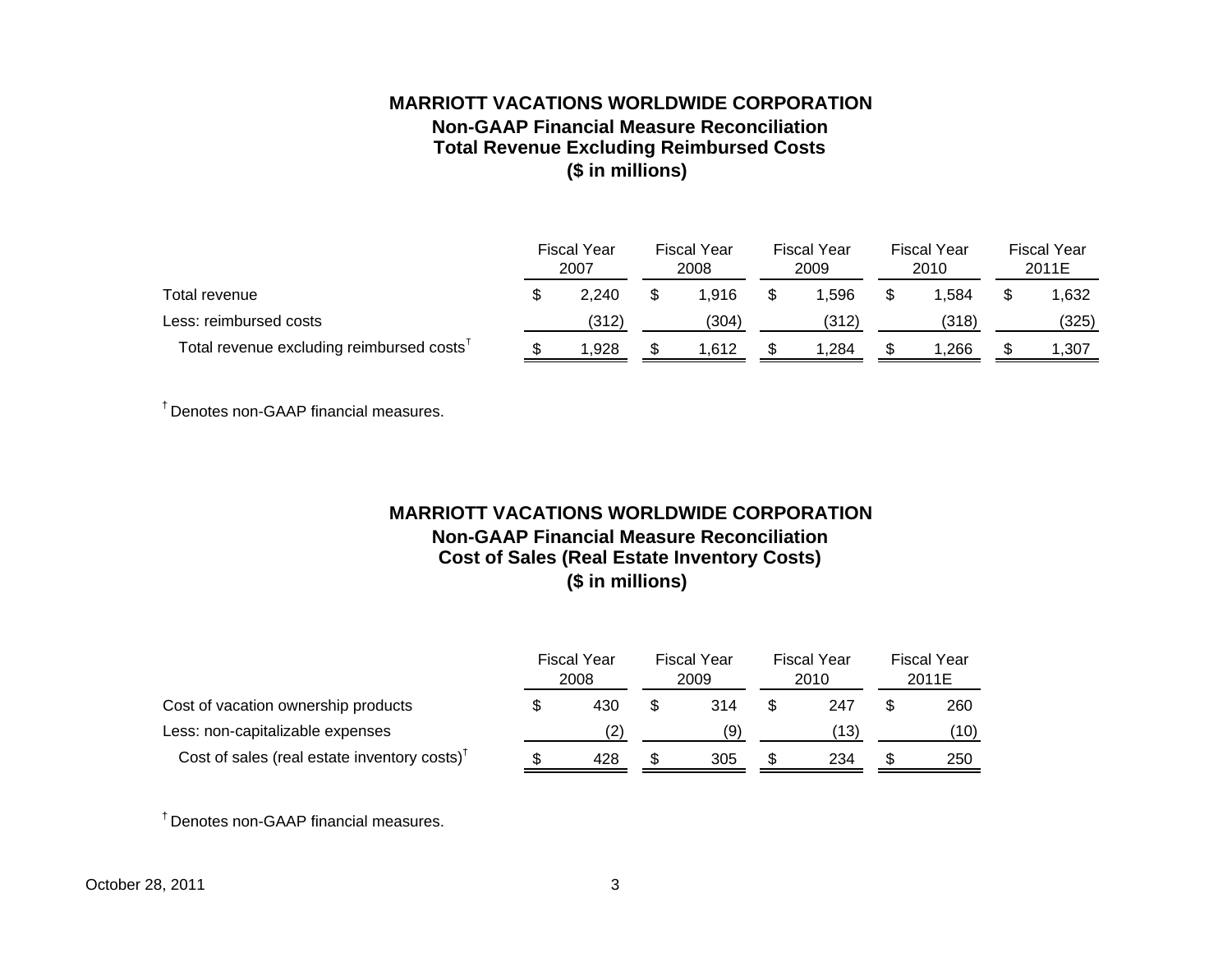## MARRIOTT VACATIONS WORLDWIDE CORPORATION

### Non-GAAP Financial Measure Reconciliation

### Total Revenue Excluding Reimbursed Costs

### ($ in millions)

| | Fiscal Year 2007 | Fiscal Year 2008 | Fiscal Year 2009 | Fiscal Year 2010 | Fiscal Year 2011E |
|---|---|---|---|---|---|
| Total revenue | $ 2,240 | $ 1,916 | $ 1,596 | $ 1,584 | $ 1,632 |
| Less: reimbursed costs | (312) | (304) | (312) | (318) | (325) |
| Total revenue excluding reimbursed costs† | $ 1,928 | $ 1,612 | $ 1,284 | $ 1,266 | $ 1,307 |

† Denotes non-GAAP financial measures.

## MARRIOTT VACATIONS WORLDWIDE CORPORATION

### Non-GAAP Financial Measure Reconciliation

### Cost of Sales (Real Estate Inventory Costs)

### ($ in millions)

| | Fiscal Year 2008 | Fiscal Year 2009 | Fiscal Year 2010 | Fiscal Year 2011E |
|---|---|---|---|---|
| Cost of vacation ownership products | $ 430 | $ 314 | $ 247 | $ 260 |
| Less: non-capitalizable expenses | (2) | (9) | (13) | (10) |
| Cost of sales (real estate inventory costs)† | $ 428 | $ 305 | $ 234 | $ 250 |

† Denotes non-GAAP financial measures.

October 28, 2011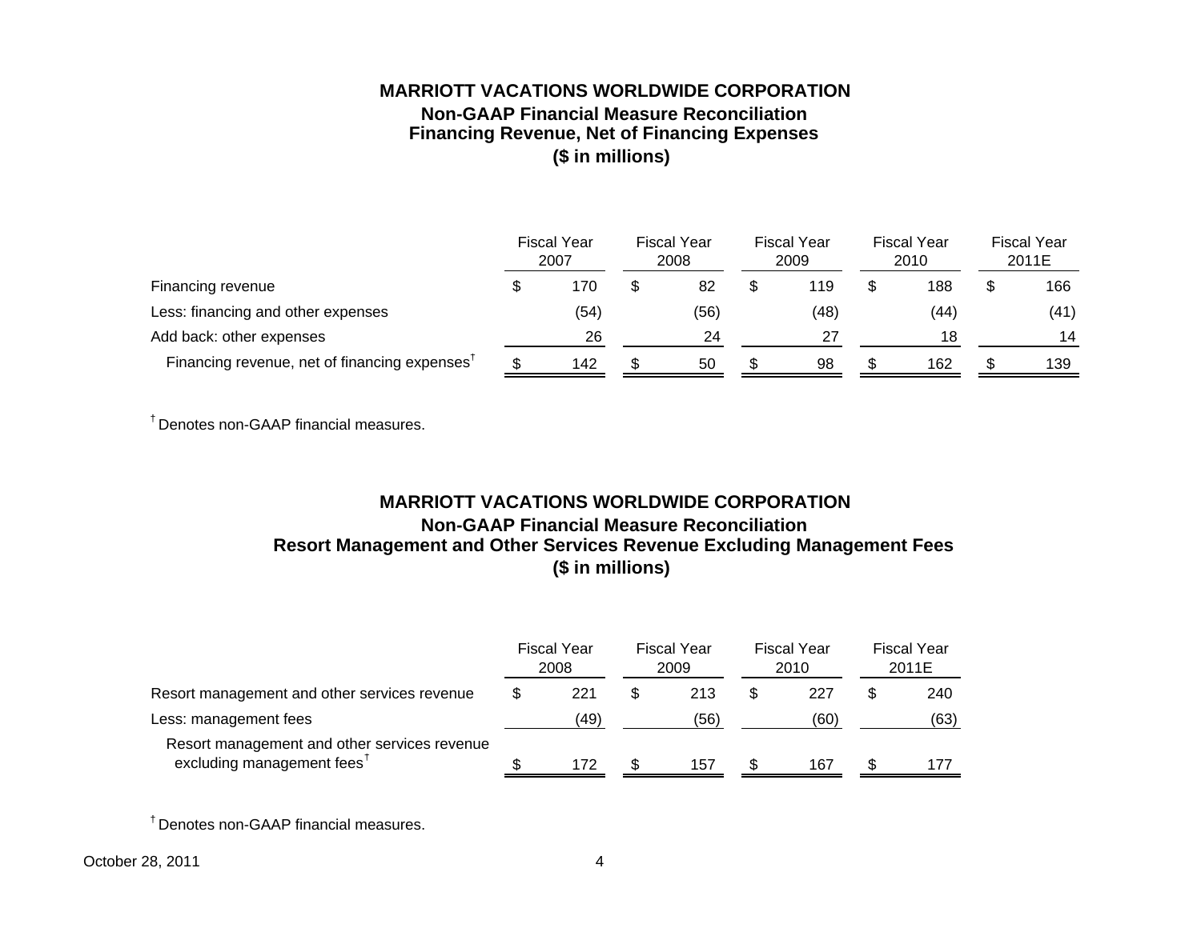**MARRIOTT VACATIONS WORLDWIDE CORPORATION**
**Non-GAAP Financial Measure Reconciliation**
**Financing Revenue, Net of Financing Expenses**
**($ in millions)**

| | Fiscal Year 2007 | Fiscal Year 2008 | Fiscal Year 2009 | Fiscal Year 2010 | Fiscal Year 2011E |
|---|---|---|---|---|---|
| Financing revenue | $ 170 | $ 82 | $ 119 | $ 188 | $ 166 |
| Less: financing and other expenses | (54) | (56) | (48) | (44) | (41) |
| Add back: other expenses | 26 | 24 | 27 | 18 | 14 |
| Financing revenue, net of financing expenses† | $ 142 | $ 50 | $ 98 | $ 162 | $ 139 |

† Denotes non-GAAP financial measures.

**MARRIOTT VACATIONS WORLDWIDE CORPORATION**
**Non-GAAP Financial Measure Reconciliation**
**Resort Management and Other Services Revenue Excluding Management Fees**
**($ in millions)**

| | Fiscal Year 2008 | Fiscal Year 2009 | Fiscal Year 2010 | Fiscal Year 2011E |
|---|---|---|---|---|
| Resort management and other services revenue | $ 221 | $ 213 | $ 227 | $ 240 |
| Less: management fees | (49) | (56) | (60) | (63) |
| Resort management and other services revenue excluding management fees† | $ 172 | $ 157 | $ 167 | $ 177 |

† Denotes non-GAAP financial measures.

October 28, 2011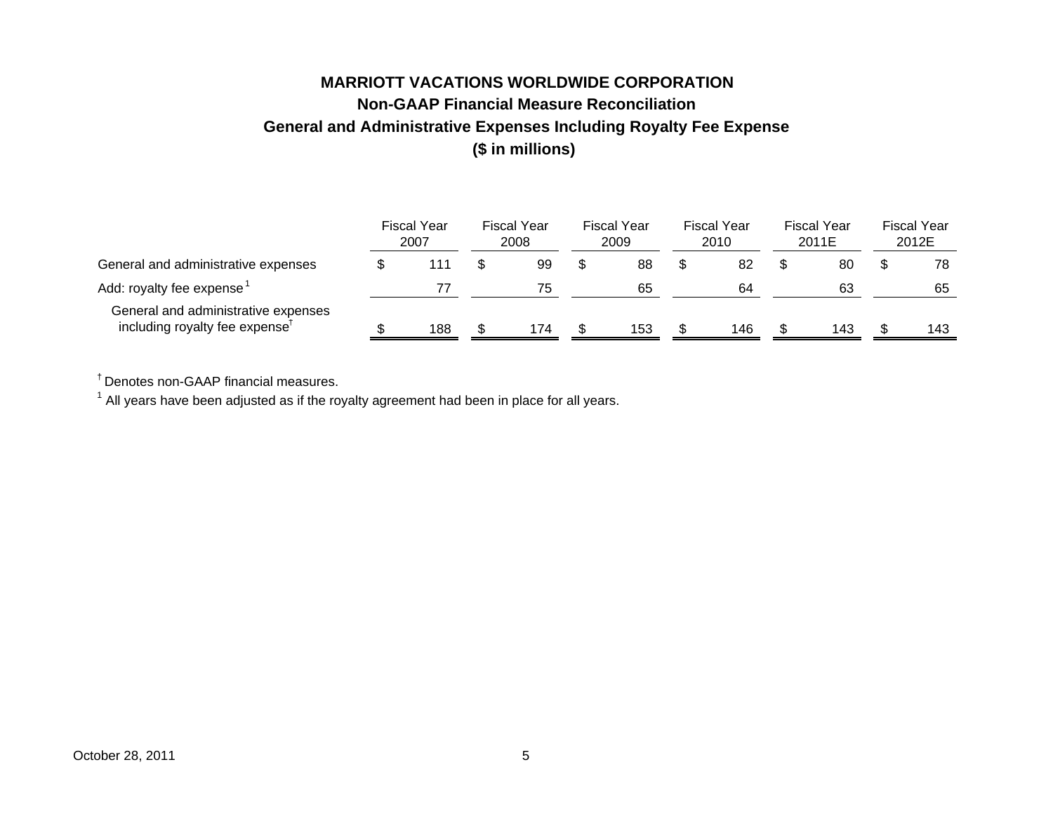# MARRIOTT VACATIONS WORLDWIDE CORPORATION
## Non-GAAP Financial Measure Reconciliation
## General and Administrative Expenses Including Royalty Fee Expense
## ($ in millions)

| | Fiscal Year 2007 | Fiscal Year 2008 | Fiscal Year 2009 | Fiscal Year 2010 | Fiscal Year 2011E | Fiscal Year 2012E |
|---|---|---|---|---|---|---|
| General and administrative expenses | $ 111 | $ 99 | $ 88 | $ 82 | $ 80 | $ 78 |
| Add: royalty fee expense [1] | 77 | 75 | 65 | 64 | 63 | 65 |
| General and administrative expenses including royalty fee expense† | $ 188 | $ 174 | $ 153 | $ 146 | $ 143 | $ 143 |

† Denotes non-GAAP financial measures.

[1] All years have been adjusted as if the royalty agreement had been in place for all years.

October 28, 2011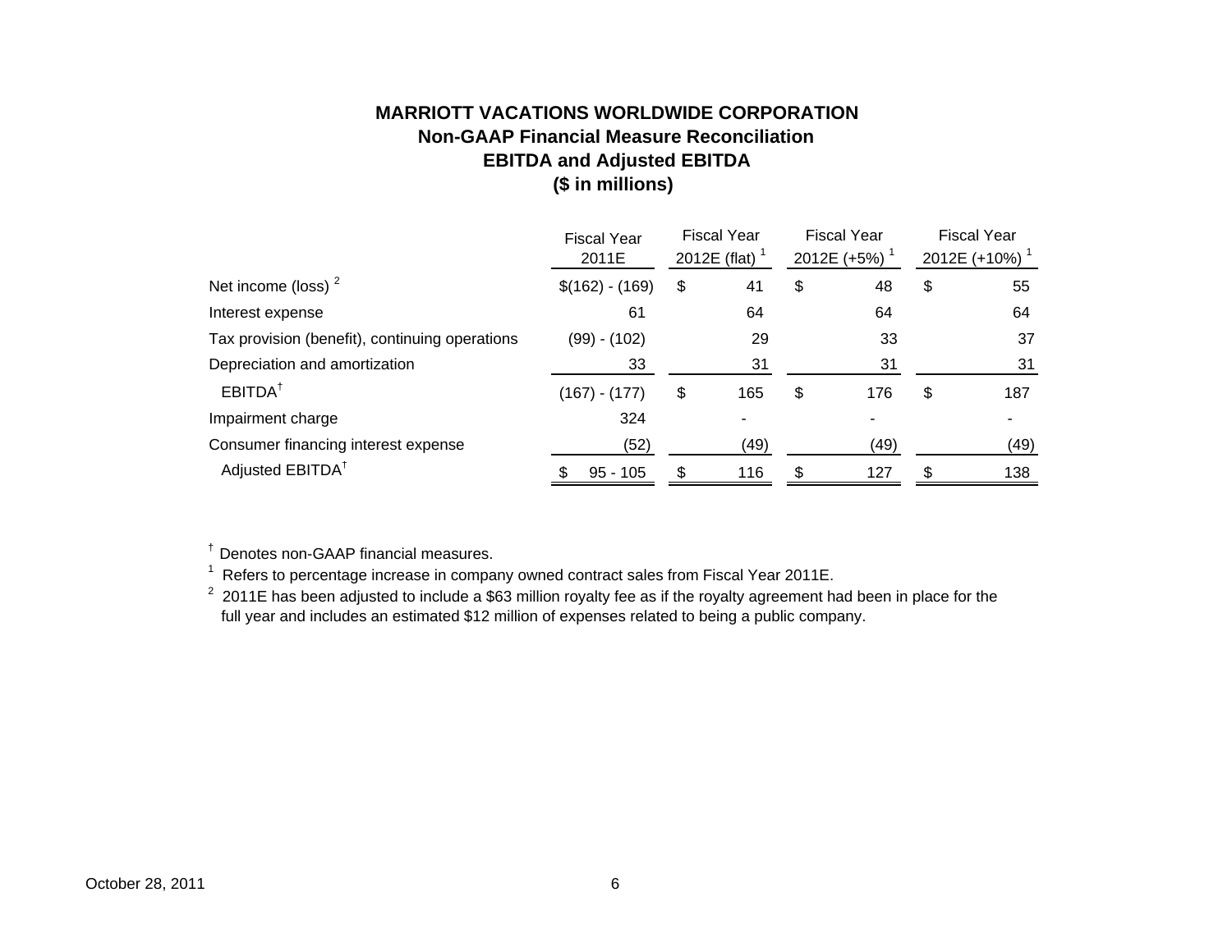# MARRIOTT VACATIONS WORLDWIDE CORPORATION
## Non-GAAP Financial Measure Reconciliation
## EBITDA and Adjusted EBITDA
## ($ in millions)

| | Fiscal Year 2011E | Fiscal Year 2012E (flat) [1] | Fiscal Year 2012E (+5%) [1] | Fiscal Year 2012E (+10%) [1] |
|---|---|---|---|---|
| Net income (loss) [2] | $(162) - (169) | $ 41 | $ 48 | $ 55 |
| Interest expense | 61 | 64 | 64 | 64 |
| Tax provision (benefit), continuing operations | (99) - (102) | 29 | 33 | 37 |
| Depreciation and amortization | 33 | 31 | 31 | 31 |
| EBITDA† | (167) - (177) | $ 165 | $ 176 | $ 187 |
| Impairment charge | 324 | - | - | - |
| Consumer financing interest expense | (52) | (49) | (49) | (49) |
| Adjusted EBITDA† | $ 95 - 105 | $ 116 | $ 127 | $ 138 |

† Denotes non-GAAP financial measures.

[1] Refers to percentage increase in company owned contract sales from Fiscal Year 2011E.

[2] 2011E has been adjusted to include a $63 million royalty fee as if the royalty agreement had been in place for the full year and includes an estimated $12 million of expenses related to being a public company.

October 28, 2011